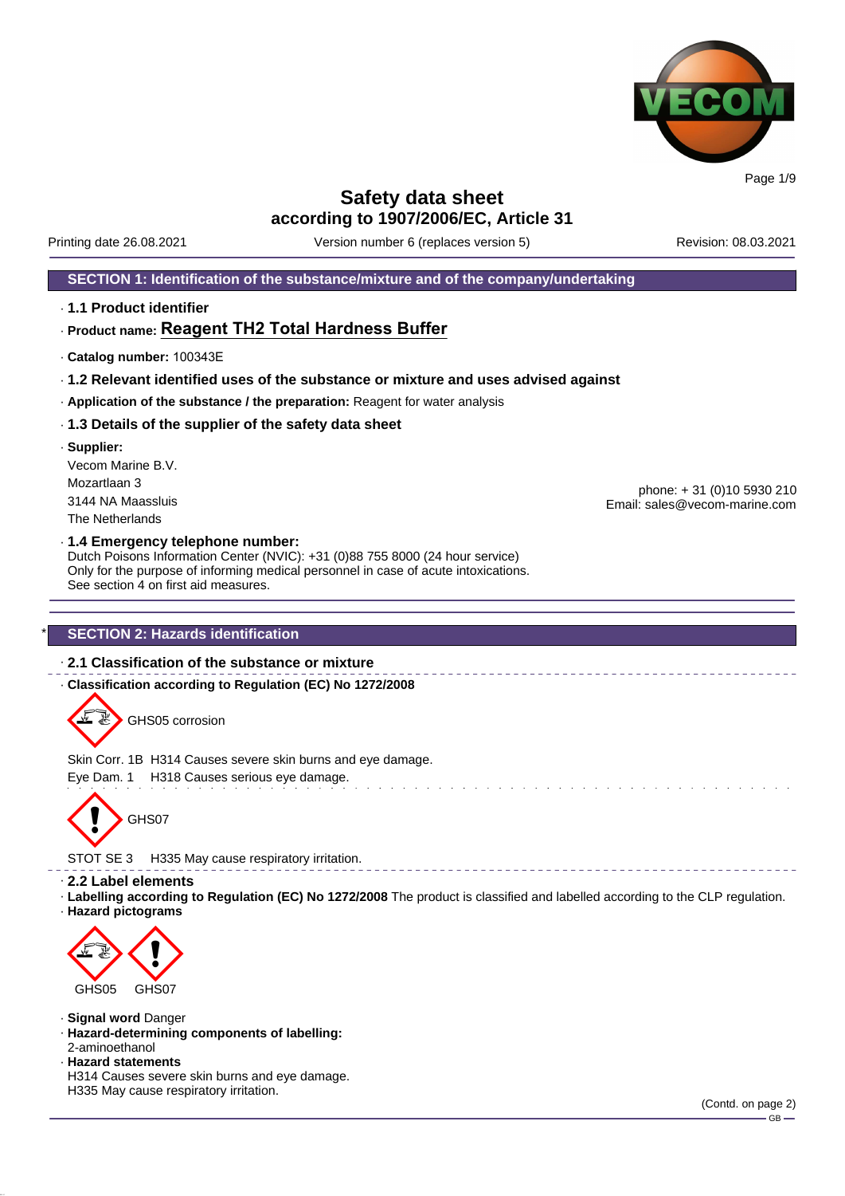# Safety data sheet
## according to 1907/2006/EC, Article 31

Printing date 26.08.2021 | Version number 6 (replaces version 5) | Revision: 08.03.2021

## SECTION 1: Identification of the substance/mixture and of the company/undertaking

· **1.1 Product identifier**

· **Product name: Reagent TH2 Total Hardness Buffer**

· **Catalog number:** 100343E

· **1.2 Relevant identified uses of the substance or mixture and uses advised against**

· **Application of the substance / the preparation:** Reagent for water analysis

· **1.3 Details of the supplier of the safety data sheet**

· **Supplier:**
Vecom Marine B.V.
Mozartlaan 3
3144 NA Maassluis
The Netherlands

phone: + 31 (0)10 5930 210
Email: sales@vecom-marine.com

· **1.4 Emergency telephone number:**
Dutch Poisons Information Center (NVIC): +31 (0)88 755 8000 (24 hour service)
Only for the purpose of informing medical personnel in case of acute intoxications.
See section 4 on first aid measures.

## * SECTION 2: Hazards identification

· **2.1 Classification of the substance or mixture**

· **Classification according to Regulation (EC) No 1272/2008**

GHS05 corrosion

Skin Corr. 1B H314 Causes severe skin burns and eye damage.
Eye Dam. 1 H318 Causes serious eye damage.

GHS07

STOT SE 3 H335 May cause respiratory irritation.

· **2.2 Label elements**

· **Labelling according to Regulation (EC) No 1272/2008** The product is classified and labelled according to the CLP regulation.

· **Hazard pictograms**

GHS05 GHS07

· **Signal word** Danger

· **Hazard-determining components of labelling:**
2-aminoethanol

· **Hazard statements**
H314 Causes severe skin burns and eye damage.
H335 May cause respiratory irritation.

(Contd. on page 2)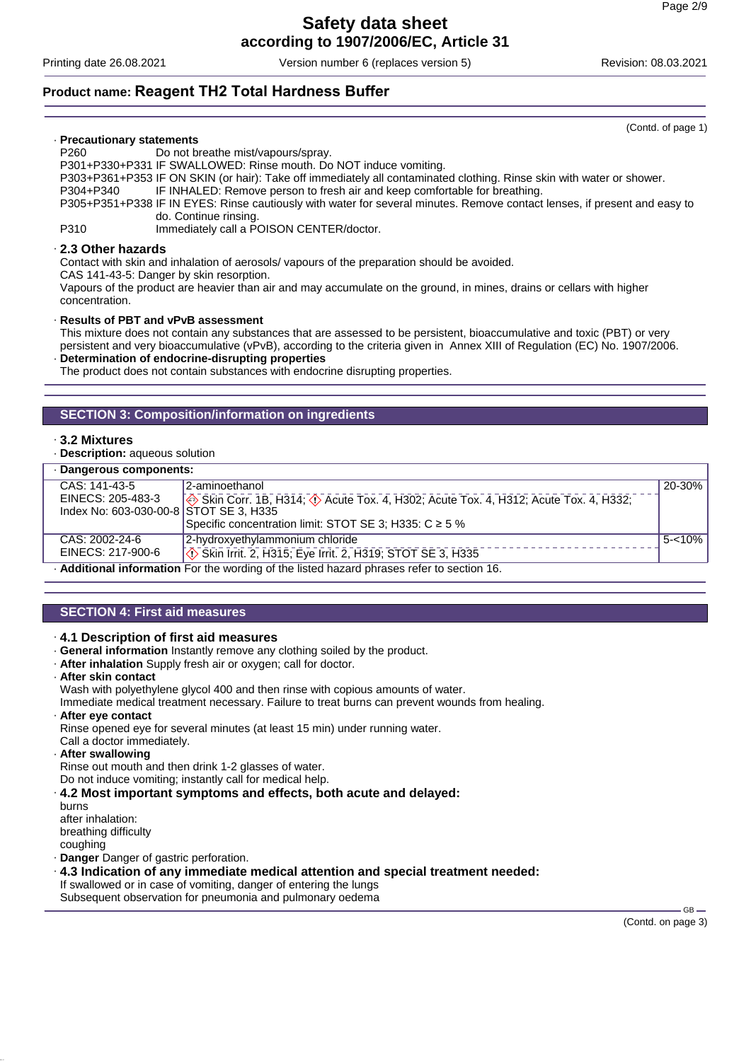(Contd. of page 1)

· **Precautionary statements**

P260 Do not breathe mist/vapours/spray.

P301+P330+P331 IF SWALLOWED: Rinse mouth. Do NOT induce vomiting.

P303+P361+P353 IF ON SKIN (or hair): Take off immediately all contaminated clothing. Rinse skin with water or shower.

P304+P340 IF INHALED: Remove person to fresh air and keep comfortable for breathing.

P305+P351+P338 IF IN EYES: Rinse cautiously with water for several minutes. Remove contact lenses, if present and easy to do. Continue rinsing.

P310 Immediately call a POISON CENTER/doctor.

· **2.3 Other hazards**

Contact with skin and inhalation of aerosols/ vapours of the preparation should be avoided.

CAS 141-43-5: Danger by skin resorption.

Vapours of the product are heavier than air and may accumulate on the ground, in mines, drains or cellars with higher concentration.

· **Results of PBT and vPvB assessment**

This mixture does not contain any substances that are assessed to be persistent, bioaccumulative and toxic (PBT) or very persistent and very bioaccumulative (vPvB), according to the criteria given in Annex XIII of Regulation (EC) No. 1907/2006.

· **Determination of endocrine-disrupting properties**

The product does not contain substances with endocrine disrupting properties.

## SECTION 3: Composition/information on ingredients

· **3.2 Mixtures**

· **Description:** aqueous solution

· **Dangerous components:**

| | | |
|---|---|---|
| CAS: 141-43-5<br>EINECS: 205-483-3<br>Index No: 603-030-00-8 | 2-aminoethanol<br>Skin Corr. 1B, H314; Acute Tox. 4, H302; Acute Tox. 4, H312; Acute Tox. 4, H332; STOT SE 3, H335<br>Specific concentration limit: STOT SE 3; H335: C ≥ 5 % | 20-30% |
| CAS: 2002-24-6<br>EINECS: 217-900-6 | 2-hydroxyethylammonium chloride<br>Skin Irrit. 2, H315; Eye Irrit. 2, H319; STOT SE 3, H335 | 5-<10% |

· **Additional information** For the wording of the listed hazard phrases refer to section 16.

## SECTION 4: First aid measures

· **4.1 Description of first aid measures**

· **General information** Instantly remove any clothing soiled by the product.

· **After inhalation** Supply fresh air or oxygen; call for doctor.

· **After skin contact**

Wash with polyethylene glycol 400 and then rinse with copious amounts of water.

Immediate medical treatment necessary. Failure to treat burns can prevent wounds from healing.

· **After eye contact**

Rinse opened eye for several minutes (at least 15 min) under running water.

Call a doctor immediately.

· **After swallowing**

Rinse out mouth and then drink 1-2 glasses of water.

Do not induce vomiting; instantly call for medical help.

· **4.2 Most important symptoms and effects, both acute and delayed:**

burns

after inhalation:

breathing difficulty

coughing

· **Danger** Danger of gastric perforation.

· **4.3 Indication of any immediate medical attention and special treatment needed:**

If swallowed or in case of vomiting, danger of entering the lungs

Subsequent observation for pneumonia and pulmonary oedema

(Contd. on page 3)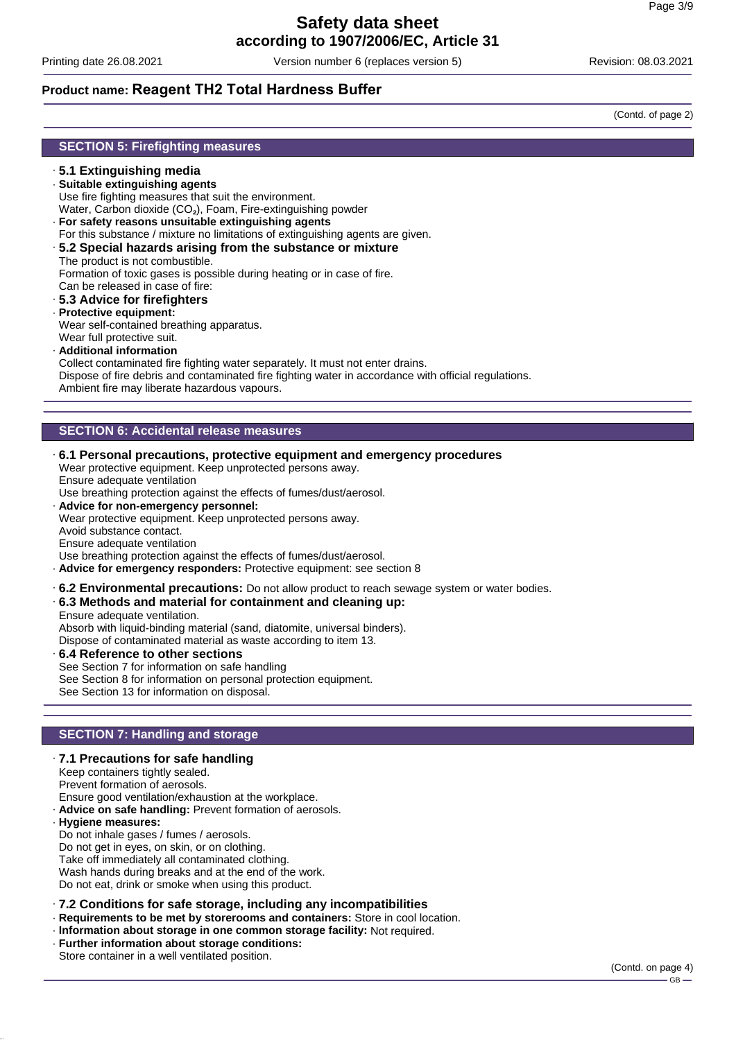(Contd. of page 2)

## SECTION 5: Firefighting measures

· **5.1 Extinguishing media**
· **Suitable extinguishing agents**
Use fire fighting measures that suit the environment.
Water, Carbon dioxide ($CO_2$), Foam, Fire-extinguishing powder
· **For safety reasons unsuitable extinguishing agents**
For this substance / mixture no limitations of extinguishing agents are given.
· **5.2 Special hazards arising from the substance or mixture**
The product is not combustible.
Formation of toxic gases is possible during heating or in case of fire.
Can be released in case of fire:
· **5.3 Advice for firefighters**
· **Protective equipment:**
Wear self-contained breathing apparatus.
Wear full protective suit.
· **Additional information**
Collect contaminated fire fighting water separately. It must not enter drains.
Dispose of fire debris and contaminated fire fighting water in accordance with official regulations.
Ambient fire may liberate hazardous vapours.

## SECTION 6: Accidental release measures

· **6.1 Personal precautions, protective equipment and emergency procedures**
Wear protective equipment. Keep unprotected persons away.
Ensure adequate ventilation
Use breathing protection against the effects of fumes/dust/aerosol.
· **Advice for non-emergency personnel:**
Wear protective equipment. Keep unprotected persons away.
Avoid substance contact.
Ensure adequate ventilation
Use breathing protection against the effects of fumes/dust/aerosol.
· **Advice for emergency responders:** Protective equipment: see section 8
· **6.2 Environmental precautions:** Do not allow product to reach sewage system or water bodies.
· **6.3 Methods and material for containment and cleaning up:**
Ensure adequate ventilation.
Absorb with liquid-binding material (sand, diatomite, universal binders).
Dispose of contaminated material as waste according to item 13.
· **6.4 Reference to other sections**
See Section 7 for information on safe handling
See Section 8 for information on personal protection equipment.
See Section 13 for information on disposal.

## SECTION 7: Handling and storage

· **7.1 Precautions for safe handling**
Keep containers tightly sealed.
Prevent formation of aerosols.
Ensure good ventilation/exhaustion at the workplace.
· **Advice on safe handling:** Prevent formation of aerosols.
· **Hygiene measures:**
Do not inhale gases / fumes / aerosols.
Do not get in eyes, on skin, or on clothing.
Take off immediately all contaminated clothing.
Wash hands during breaks and at the end of the work.
Do not eat, drink or smoke when using this product.
· **7.2 Conditions for safe storage, including any incompatibilities**
· **Requirements to be met by storerooms and containers:** Store in cool location.
· **Information about storage in one common storage facility:** Not required.
· **Further information about storage conditions:**
Store container in a well ventilated position.

(Contd. on page 4)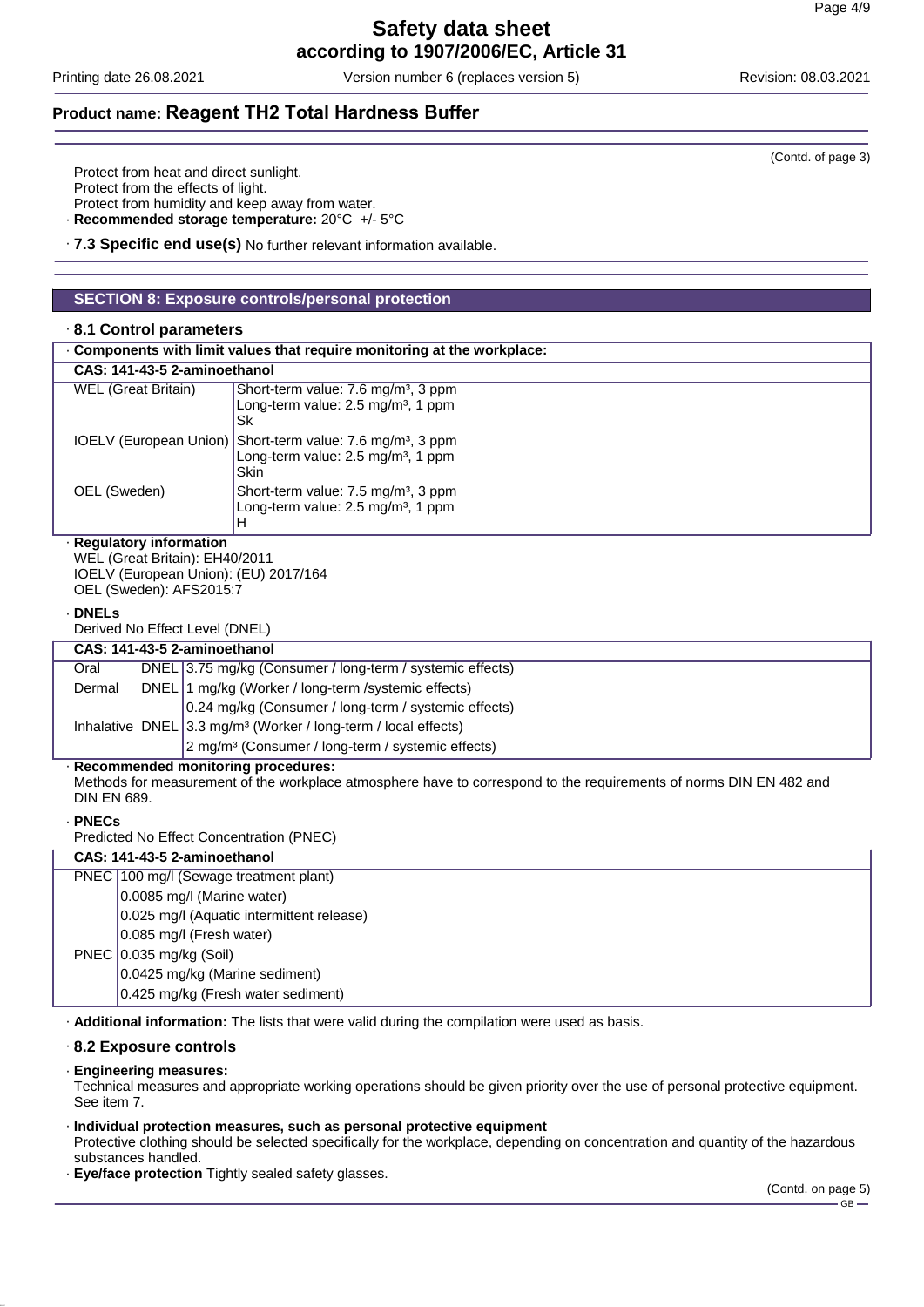(Contd. of page 3)

Protect from heat and direct sunlight.
Protect from the effects of light.
Protect from humidity and keep away from water.

· **Recommended storage temperature:** 20°C +/- 5°C

· **7.3 Specific end use(s)** No further relevant information available.

## SECTION 8: Exposure controls/personal protection

### · 8.1 Control parameters

· **Components with limit values that require monitoring at the workplace:**

| **CAS: 141-43-5 2-aminoethanol** | |
|---|---|
| WEL (Great Britain) | Short-term value: 7.6 mg/m³, 3 ppm<br>Long-term value: 2.5 mg/m³, 1 ppm<br>Sk |
| IOELV (European Union) | Short-term value: 7.6 mg/m³, 3 ppm<br>Long-term value: 2.5 mg/m³, 1 ppm<br>Skin |
| OEL (Sweden) | Short-term value: 7.5 mg/m³, 3 ppm<br>Long-term value: 2.5 mg/m³, 1 ppm<br>H |

· **Regulatory information**
WEL (Great Britain): EH40/2011
IOELV (European Union): (EU) 2017/164
OEL (Sweden): AFS2015:7

· **DNELs**
Derived No Effect Level (DNEL)

| **CAS: 141-43-5 2-aminoethanol** | | |
|---|---|---|
| Oral | DNEL | 3.75 mg/kg (Consumer / long-term / systemic effects) |
| Dermal | DNEL | 1 mg/kg (Worker / long-term /systemic effects) |
| | | 0.24 mg/kg (Consumer / long-term / systemic effects) |
| Inhalative | DNEL | 3.3 mg/m³ (Worker / long-term / local effects) |
| | | 2 mg/m³ (Consumer / long-term / systemic effects) |

· **Recommended monitoring procedures:**
Methods for measurement of the workplace atmosphere have to correspond to the requirements of norms DIN EN 482 and DIN EN 689.

· **PNECs**
Predicted No Effect Concentration (PNEC)

| **CAS: 141-43-5 2-aminoethanol** | |
|---|---|
| PNEC | 100 mg/l (Sewage treatment plant) |
| | 0.0085 mg/l (Marine water) |
| | 0.025 mg/l (Aquatic intermittent release) |
| | 0.085 mg/l (Fresh water) |
| PNEC | 0.035 mg/kg (Soil) |
| | 0.0425 mg/kg (Marine sediment) |
| | 0.425 mg/kg (Fresh water sediment) |

· **Additional information:** The lists that were valid during the compilation were used as basis.

### · 8.2 Exposure controls

· **Engineering measures:**
Technical measures and appropriate working operations should be given priority over the use of personal protective equipment. See item 7.

· **Individual protection measures, such as personal protective equipment**
Protective clothing should be selected specifically for the workplace, depending on concentration and quantity of the hazardous substances handled.

· **Eye/face protection** Tightly sealed safety glasses.

(Contd. on page 5)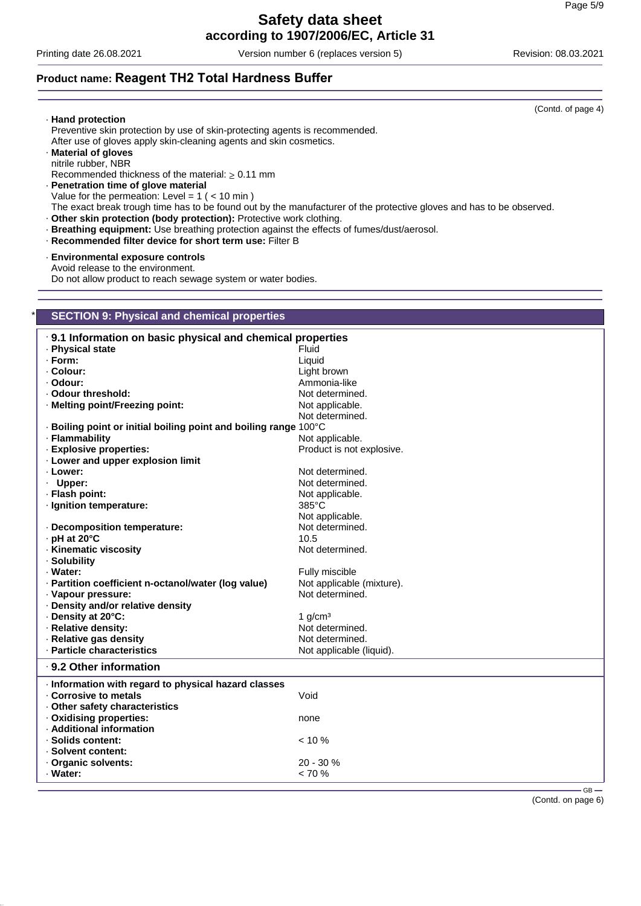## Product name: Reagent TH2 Total Hardness Buffer

(Contd. of page 4)

· **Hand protection**
Preventive skin protection by use of skin-protecting agents is recommended.
After use of gloves apply skin-cleaning agents and skin cosmetics.
· **Material of gloves**
nitrile rubber, NBR
Recommended thickness of the material: $\geq$ 0.11 mm
· **Penetration time of glove material**
Value for the permeation: Level = 1 ( < 10 min )
The exact break trough time has to be found out by the manufacturer of the protective gloves and has to be observed.
· **Other skin protection (body protection):** Protective work clothing.
· **Breathing equipment:** Use breathing protection against the effects of fumes/dust/aerosol.
· **Recommended filter device for short term use:** Filter B

· **Environmental exposure controls**
Avoid release to the environment.
Do not allow product to reach sewage system or water bodies.

## * SECTION 9: Physical and chemical properties

### · 9.1 Information on basic physical and chemical properties

| | |
|---|---|
| · **Physical state** | Fluid |
| · **Form:** | Liquid |
| · **Colour:** | Light brown |
| · **Odour:** | Ammonia-like |
| · **Odour threshold:** | Not determined. |
| · **Melting point/Freezing point:** | Not applicable. Not determined. |
| · **Boiling point or initial boiling point and boiling range** | 100°C |
| · **Flammability** | Not applicable. |
| · **Explosive properties:** | Product is not explosive. |
| · **Lower and upper explosion limit** | |
| · **Lower:** | Not determined. |
| · **Upper:** | Not determined. |
| · **Flash point:** | Not applicable. |
| · **Ignition temperature:** | 385°C Not applicable. |
| · **Decomposition temperature:** | Not determined. |
| · **pH at 20°C** | 10.5 |
| · **Kinematic viscosity** | Not determined. |
| · **Solubility** | |
| · **Water:** | Fully miscible |
| · **Partition coefficient n-octanol/water (log value)** | Not applicable (mixture). |
| · **Vapour pressure:** | Not determined. |
| · **Density and/or relative density** | |
| · **Density at 20°C:** | 1 g/cm³ |
| · **Relative density:** | Not determined. |
| · **Relative gas density** | Not determined. |
| · **Particle characteristics** | Not applicable (liquid). |

### · 9.2 Other information

| | |
|---|---|
| · **Information with regard to physical hazard classes** | |
| · **Corrosive to metals** | Void |
| · **Other safety characteristics** | |
| · **Oxidising properties:** | none |
| · **Additional information** | |
| · **Solids content:** | < 10 % |
| · **Solvent content:** | |
| · **Organic solvents:** | 20 - 30 % |
| · **Water:** | < 70 % |

(Contd. on page 6)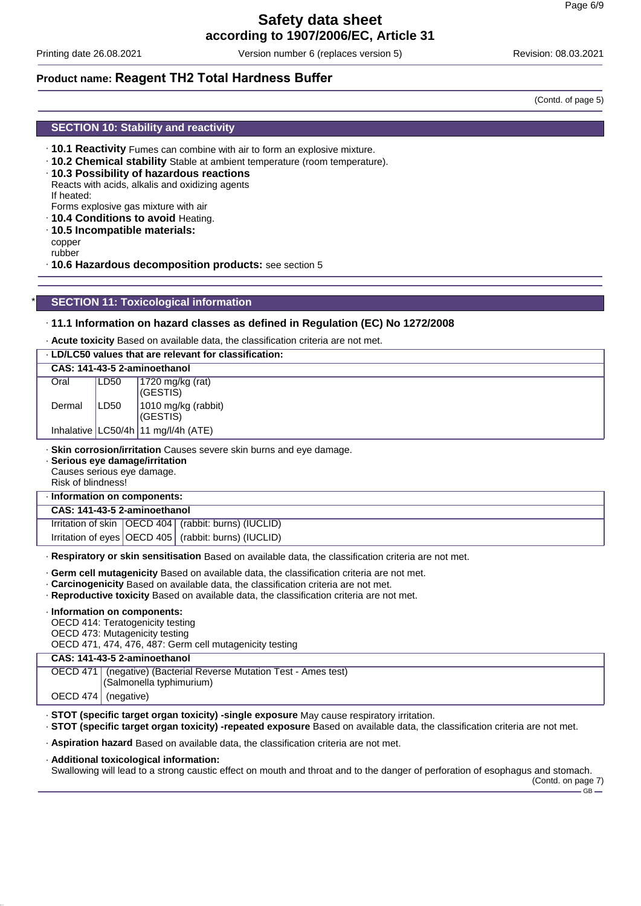(Contd. of page 5)

## SECTION 10: Stability and reactivity

· **10.1 Reactivity** Fumes can combine with air to form an explosive mixture.

· **10.2 Chemical stability** Stable at ambient temperature (room temperature).

· **10.3 Possibility of hazardous reactions**
Reacts with acids, alkalis and oxidizing agents
If heated:
Forms explosive gas mixture with air

· **10.4 Conditions to avoid** Heating.

· **10.5 Incompatible materials:**
copper
rubber

· **10.6 Hazardous decomposition products:** see section 5

## * SECTION 11: Toxicological information

### · 11.1 Information on hazard classes as defined in Regulation (EC) No 1272/2008

· **Acute toxicity** Based on available data, the classification criteria are not met.

| · **LD/LC50 values that are relevant for classification:** | | |
|---|---|---|
| **CAS: 141-43-5 2-aminoethanol** | | |
| Oral | LD50 | 1720 mg/kg (rat) (GESTIS) |
| Dermal | LD50 | 1010 mg/kg (rabbit) (GESTIS) |
| Inhalative | LC50/4h | 11 mg/l/4h (ATE) |

· **Skin corrosion/irritation** Causes severe skin burns and eye damage.

· **Serious eye damage/irritation**
Causes serious eye damage.
Risk of blindness!

| · **Information on components:** | | |
|---|---|---|
| **CAS: 141-43-5 2-aminoethanol** | | |
| Irritation of skin | OECD 404 | (rabbit: burns) (IUCLID) |
| Irritation of eyes | OECD 405 | (rabbit: burns) (IUCLID) |

· **Respiratory or skin sensitisation** Based on available data, the classification criteria are not met.

· **Germ cell mutagenicity** Based on available data, the classification criteria are not met.

· **Carcinogenicity** Based on available data, the classification criteria are not met.

· **Reproductive toxicity** Based on available data, the classification criteria are not met.

· **Information on components:**
OECD 414: Teratogenicity testing
OECD 473: Mutagenicity testing
OECD 471, 474, 476, 487: Germ cell mutagenicity testing

| **CAS: 141-43-5 2-aminoethanol** | |
|---|---|
| OECD 471 | (negative) (Bacterial Reverse Mutation Test - Ames test) (Salmonella typhimurium) |
| OECD 474 | (negative) |

· **STOT (specific target organ toxicity) -single exposure** May cause respiratory irritation.

· **STOT (specific target organ toxicity) -repeated exposure** Based on available data, the classification criteria are not met.

· **Aspiration hazard** Based on available data, the classification criteria are not met.

· **Additional toxicological information:**
Swallowing will lead to a strong caustic effect on mouth and throat and to the danger of perforation of esophagus and stomach.

(Contd. on page 7)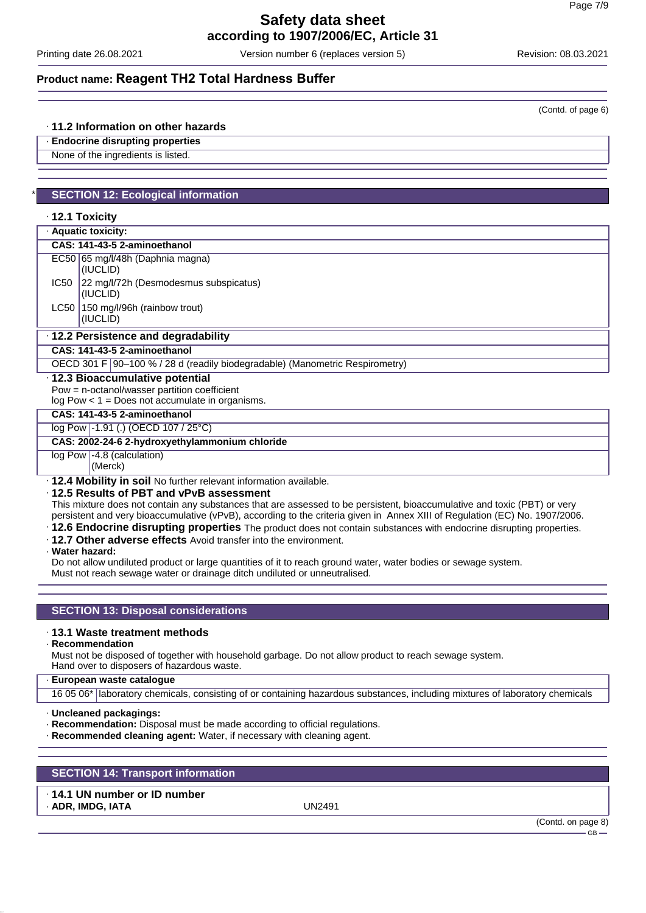Product name: **Reagent TH2 Total Hardness Buffer**

(Contd. of page 6)

· **11.2 Information on other hazards**

· **Endocrine disrupting properties**

None of the ingredients is listed.

## * SECTION 12: Ecological information

· **12.1 Toxicity**

· **Aquatic toxicity:**

| CAS: 141-43-5 2-aminoethanol | |
|---|---|
| EC50 | 65 mg/l/48h (Daphnia magna) (IUCLID) |
| IC50 | 22 mg/l/72h (Desmodesmus subspicatus) (IUCLID) |
| LC50 | 150 mg/l/96h (rainbow trout) (IUCLID) |

· **12.2 Persistence and degradability**

| CAS: 141-43-5 2-aminoethanol | |
|---|---|
| OECD 301 F | 90–100 % / 28 d (readily biodegradable) (Manometric Respirometry) |

· **12.3 Bioaccumulative potential**

Pow = n-octanol/wasser partition coefficient

log Pow < 1 = Does not accumulate in organisms.

| CAS: 141-43-5 2-aminoethanol | |
|---|---|
| log Pow | -1.91 (.) (OECD 107 / 25°C) |
| **CAS: 2002-24-6 2-hydroxyethylammonium chloride** | |
| log Pow | -4.8 (calculation) (Merck) |

· **12.4 Mobility in soil** No further relevant information available.

· **12.5 Results of PBT and vPvB assessment**

This mixture does not contain any substances that are assessed to be persistent, bioaccumulative and toxic (PBT) or very persistent and very bioaccumulative (vPvB), according to the criteria given in Annex XIII of Regulation (EC) No. 1907/2006.

· **12.6 Endocrine disrupting properties** The product does not contain substances with endocrine disrupting properties.

· **12.7 Other adverse effects** Avoid transfer into the environment.

· **Water hazard:**

Do not allow undiluted product or large quantities of it to reach ground water, water bodies or sewage system.

Must not reach sewage water or drainage ditch undiluted or unneutralised.

## SECTION 13: Disposal considerations

· **13.1 Waste treatment methods**

· **Recommendation**

Must not be disposed of together with household garbage. Do not allow product to reach sewage system.

Hand over to disposers of hazardous waste.

| · European waste catalogue | |
|---|---|
| 16 05 06* | laboratory chemicals, consisting of or containing hazardous substances, including mixtures of laboratory chemicals |

· **Uncleaned packagings:**

· **Recommendation:** Disposal must be made according to official regulations.

· **Recommended cleaning agent:** Water, if necessary with cleaning agent.

## SECTION 14: Transport information

· **14.1 UN number or ID number**

· **ADR, IMDG, IATA** UN2491

(Contd. on page 8)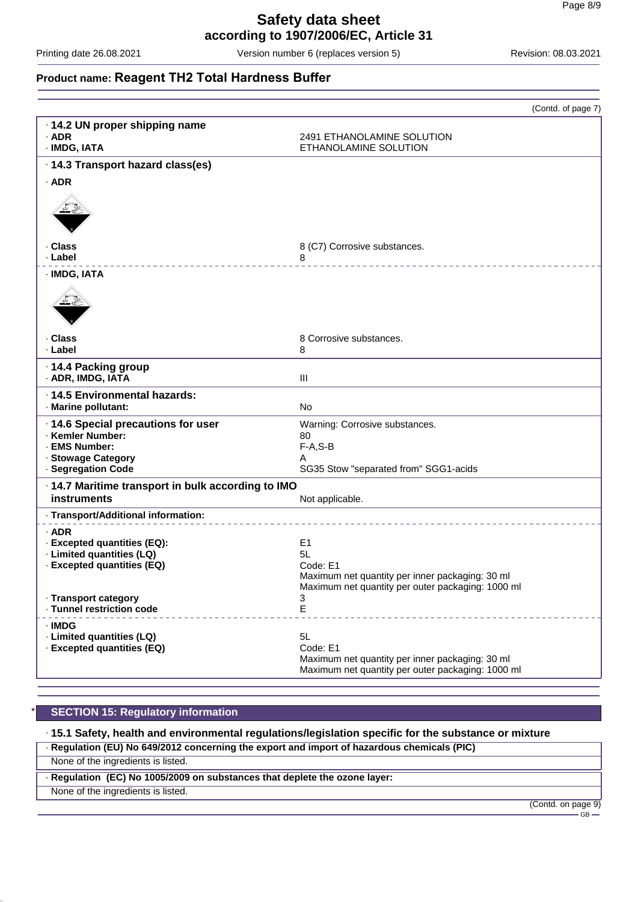**Product name: Reagent TH2 Total Hardness Buffer**

(Contd. of page 7)

| | |
|---|---|
| **· 14.2 UN proper shipping name** | |
| **· ADR** | 2491 ETHANOLAMINE SOLUTION |
| **· IMDG, IATA** | ETHANOLAMINE SOLUTION |
| **· 14.3 Transport hazard class(es)** | |
| **· ADR** | |
| **· Class** | 8 (C7) Corrosive substances. |
| **· Label** | 8 |
| **· IMDG, IATA** | |
| **· Class** | 8 Corrosive substances. |
| **· Label** | 8 |
| **· 14.4 Packing group** | |
| **· ADR, IMDG, IATA** | III |
| **· 14.5 Environmental hazards:** | |
| **· Marine pollutant:** | No |
| **· 14.6 Special precautions for user** | Warning: Corrosive substances. |
| **· Kemler Number:** | 80 |
| **· EMS Number:** | F-A,S-B |
| **· Stowage Category** | A |
| **· Segregation Code** | SG35 Stow "separated from" SGG1-acids |
| **· 14.7 Maritime transport in bulk according to IMO instruments** | Not applicable. |
| **· Transport/Additional information:** | |
| **· ADR** | |
| **· Excepted quantities (EQ):** | E1 |
| **· Limited quantities (LQ)** | 5L |
| **· Excepted quantities (EQ)** | Code: E1<br>Maximum net quantity per inner packaging: 30 ml<br>Maximum net quantity per outer packaging: 1000 ml |
| **· Transport category** | 3 |
| **· Tunnel restriction code** | E |
| **· IMDG** | |
| **· Limited quantities (LQ)** | 5L |
| **· Excepted quantities (EQ)** | Code: E1<br>Maximum net quantity per inner packaging: 30 ml<br>Maximum net quantity per outer packaging: 1000 ml |

## * SECTION 15: Regulatory information

**· 15.1 Safety, health and environmental regulations/legislation specific for the substance or mixture**

**· Regulation (EU) No 649/2012 concerning the export and import of hazardous chemicals (PIC)**

None of the ingredients is listed.

**· Regulation (EC) No 1005/2009 on substances that deplete the ozone layer:**

None of the ingredients is listed.

(Contd. on page 9)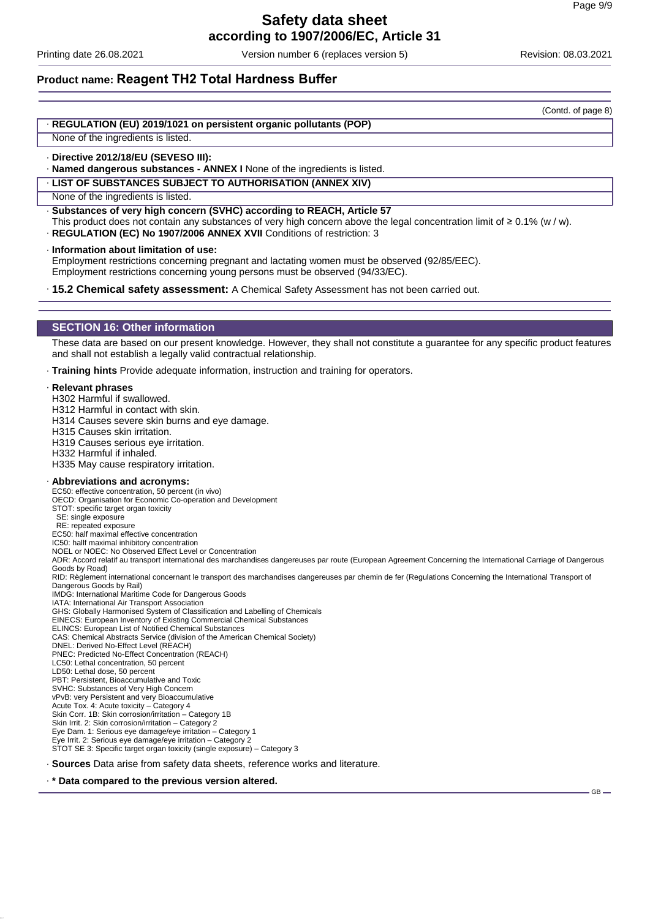(Contd. of page 8)

· **REGULATION (EU) 2019/1021 on persistent organic pollutants (POP)**

None of the ingredients is listed.

· **Directive 2012/18/EU (SEVESO III):**

· **Named dangerous substances - ANNEX I** None of the ingredients is listed.

· **LIST OF SUBSTANCES SUBJECT TO AUTHORISATION (ANNEX XIV)**

None of the ingredients is listed.

· **Substances of very high concern (SVHC) according to REACH, Article 57**

This product does not contain any substances of very high concern above the legal concentration limit of ≥ 0.1% (w / w).

· **REGULATION (EC) No 1907/2006 ANNEX XVII** Conditions of restriction: 3

· **Information about limitation of use:**

Employment restrictions concerning pregnant and lactating women must be observed (92/85/EEC).
Employment restrictions concerning young persons must be observed (94/33/EC).

· **15.2 Chemical safety assessment:** A Chemical Safety Assessment has not been carried out.

## SECTION 16: Other information

These data are based on our present knowledge. However, they shall not constitute a guarantee for any specific product features and shall not establish a legally valid contractual relationship.

· **Training hints** Provide adequate information, instruction and training for operators.

· **Relevant phrases**

H302 Harmful if swallowed.
H312 Harmful in contact with skin.
H314 Causes severe skin burns and eye damage.
H315 Causes skin irritation.
H319 Causes serious eye irritation.
H332 Harmful if inhaled.
H335 May cause respiratory irritation.

· **Abbreviations and acronyms:**

EC50: effective concentration, 50 percent (in vivo)
OECD: Organisation for Economic Co-operation and Development
STOT: specific target organ toxicity
SE: single exposure
RE: repeated exposure
EC50: half maximal effective concentration
IC50: hallf maximal inhibitory concentration
NOEL or NOEC: No Observed Effect Level or Concentration
ADR: Accord relatif au transport international des marchandises dangereuses par route (European Agreement Concerning the International Carriage of Dangerous Goods by Road)
RID: Règlement international concernant le transport des marchandises dangereuses par chemin de fer (Regulations Concerning the International Transport of Dangerous Goods by Rail)
IMDG: International Maritime Code for Dangerous Goods
IATA: International Air Transport Association
GHS: Globally Harmonised System of Classification and Labelling of Chemicals
EINECS: European Inventory of Existing Commercial Chemical Substances
ELINCS: European List of Notified Chemical Substances
CAS: Chemical Abstracts Service (division of the American Chemical Society)
DNEL: Derived No-Effect Level (REACH)
PNEC: Predicted No-Effect Concentration (REACH)
LC50: Lethal concentration, 50 percent
LD50: Lethal dose, 50 percent
PBT: Persistent, Bioaccumulative and Toxic
SVHC: Substances of Very High Concern
vPvB: very Persistent and very Bioaccumulative
Acute Tox. 4: Acute toxicity – Category 4
Skin Corr. 1B: Skin corrosion/irritation – Category 1B
Skin Irrit. 2: Skin corrosion/irritation – Category 2
Eye Dam. 1: Serious eye damage/eye irritation – Category 1
Eye Irrit. 2: Serious eye damage/eye irritation – Category 2
STOT SE 3: Specific target organ toxicity (single exposure) – Category 3

· **Sources** Data arise from safety data sheets, reference works and literature.

· *** Data compared to the previous version altered.**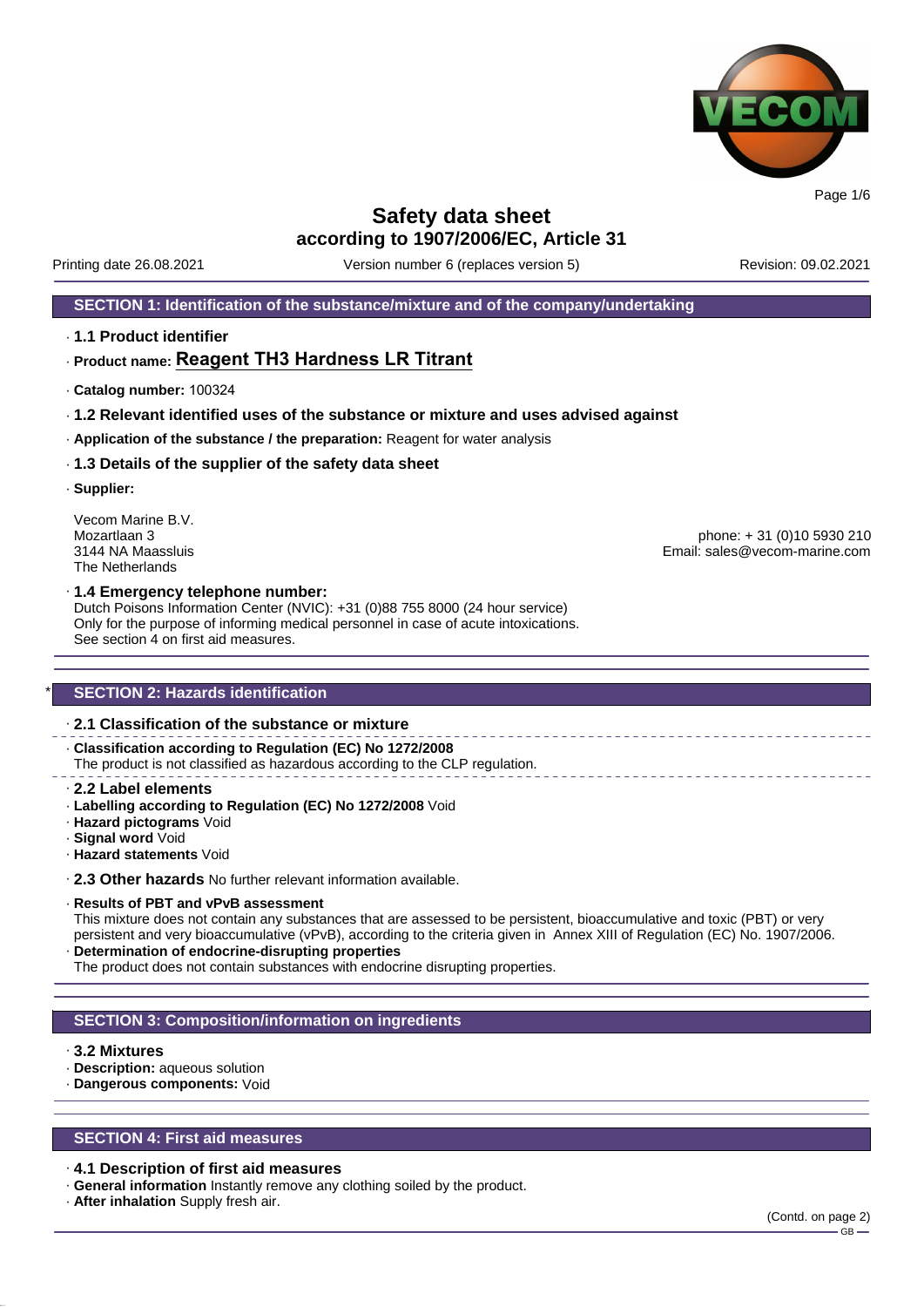# Safety data sheet
## according to 1907/2006/EC, Article 31

Printing date 26.08.2021 | Version number 6 (replaces version 5) | Revision: 09.02.2021

## SECTION 1: Identification of the substance/mixture and of the company/undertaking

· **1.1 Product identifier**

· **Product name: Reagent TH3 Hardness LR Titrant**

· **Catalog number:** 100324

· **1.2 Relevant identified uses of the substance or mixture and uses advised against**

· **Application of the substance / the preparation:** Reagent for water analysis

· **1.3 Details of the supplier of the safety data sheet**

· **Supplier:**

Vecom Marine B.V.
Mozartlaan 3
3144 NA Maassluis
The Netherlands

phone: + 31 (0)10 5930 210
Email: sales@vecom-marine.com

· **1.4 Emergency telephone number:**
Dutch Poisons Information Center (NVIC): +31 (0)88 755 8000 (24 hour service)
Only for the purpose of informing medical personnel in case of acute intoxications.
See section 4 on first aid measures.

## * SECTION 2: Hazards identification

· **2.1 Classification of the substance or mixture**

· **Classification according to Regulation (EC) No 1272/2008**
The product is not classified as hazardous according to the CLP regulation.

· **2.2 Label elements**
· **Labelling according to Regulation (EC) No 1272/2008** Void
· **Hazard pictograms** Void
· **Signal word** Void
· **Hazard statements** Void

· **2.3 Other hazards** No further relevant information available.

· **Results of PBT and vPvB assessment**
This mixture does not contain any substances that are assessed to be persistent, bioaccumulative and toxic (PBT) or very persistent and very bioaccumulative (vPvB), according to the criteria given in Annex XIII of Regulation (EC) No. 1907/2006.
· **Determination of endocrine-disrupting properties**
The product does not contain substances with endocrine disrupting properties.

## SECTION 3: Composition/information on ingredients

· **3.2 Mixtures**
· **Description:** aqueous solution
· **Dangerous components:** Void

## SECTION 4: First aid measures

· **4.1 Description of first aid measures**
· **General information** Instantly remove any clothing soiled by the product.
· **After inhalation** Supply fresh air.

(Contd. on page 2)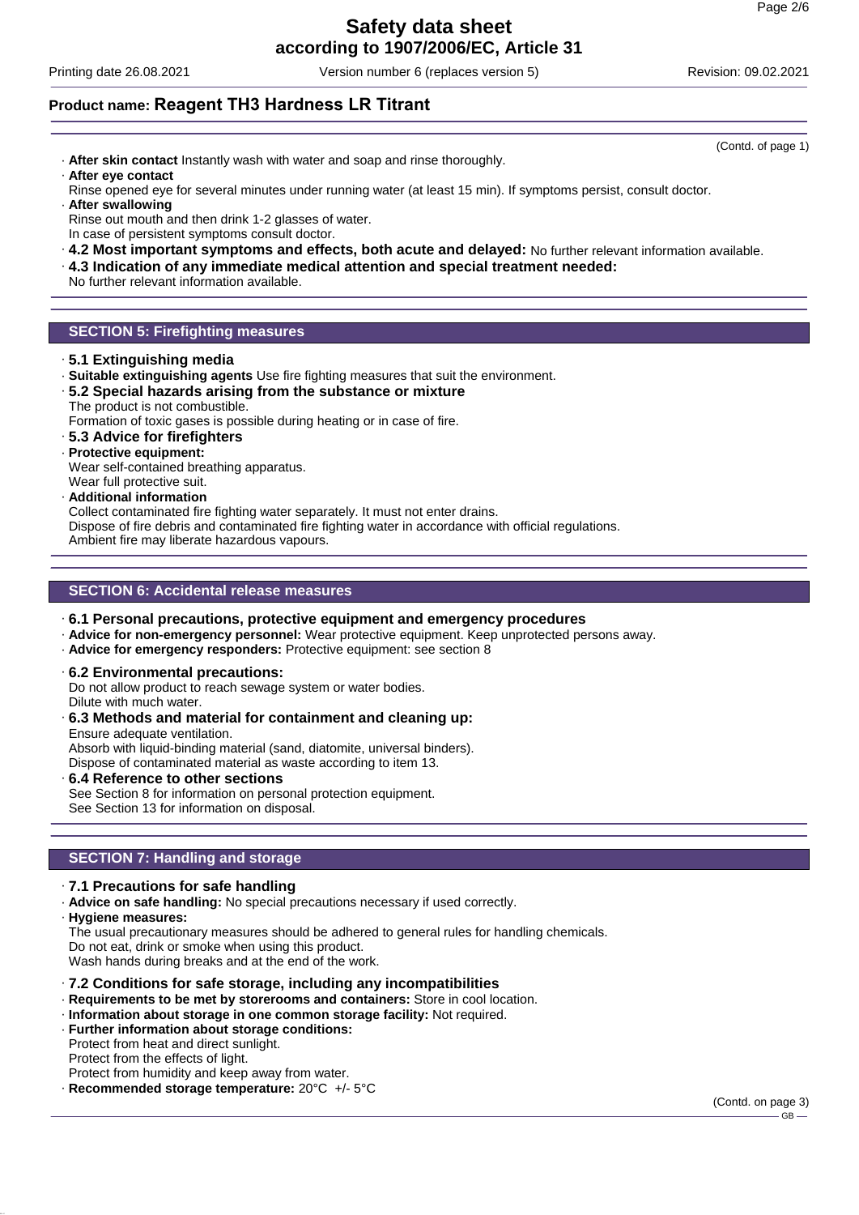## Product name: Reagent TH3 Hardness LR Titrant

(Contd. of page 1)

· **After skin contact** Instantly wash with water and soap and rinse thoroughly.
· **After eye contact**
Rinse opened eye for several minutes under running water (at least 15 min). If symptoms persist, consult doctor.
· **After swallowing**
Rinse out mouth and then drink 1-2 glasses of water.
In case of persistent symptoms consult doctor.
· **4.2 Most important symptoms and effects, both acute and delayed:** No further relevant information available.
· **4.3 Indication of any immediate medical attention and special treatment needed:**
No further relevant information available.

## SECTION 5: Firefighting measures

· **5.1 Extinguishing media**
· **Suitable extinguishing agents** Use fire fighting measures that suit the environment.
· **5.2 Special hazards arising from the substance or mixture**
The product is not combustible.
Formation of toxic gases is possible during heating or in case of fire.
· **5.3 Advice for firefighters**
· **Protective equipment:**
Wear self-contained breathing apparatus.
Wear full protective suit.
· **Additional information**
Collect contaminated fire fighting water separately. It must not enter drains.
Dispose of fire debris and contaminated fire fighting water in accordance with official regulations.
Ambient fire may liberate hazardous vapours.

## SECTION 6: Accidental release measures

· **6.1 Personal precautions, protective equipment and emergency procedures**
· **Advice for non-emergency personnel:** Wear protective equipment. Keep unprotected persons away.
· **Advice for emergency responders:** Protective equipment: see section 8

· **6.2 Environmental precautions:**
Do not allow product to reach sewage system or water bodies.
Dilute with much water.
· **6.3 Methods and material for containment and cleaning up:**
Ensure adequate ventilation.
Absorb with liquid-binding material (sand, diatomite, universal binders).
Dispose of contaminated material as waste according to item 13.
· **6.4 Reference to other sections**
See Section 8 for information on personal protection equipment.
See Section 13 for information on disposal.

## SECTION 7: Handling and storage

· **7.1 Precautions for safe handling**
· **Advice on safe handling:** No special precautions necessary if used correctly.
· **Hygiene measures:**
The usual precautionary measures should be adhered to general rules for handling chemicals.
Do not eat, drink or smoke when using this product.
Wash hands during breaks and at the end of the work.

· **7.2 Conditions for safe storage, including any incompatibilities**
· **Requirements to be met by storerooms and containers:** Store in cool location.
· **Information about storage in one common storage facility:** Not required.
· **Further information about storage conditions:**
Protect from heat and direct sunlight.
Protect from the effects of light.
Protect from humidity and keep away from water.
· **Recommended storage temperature:** 20°C +/- 5°C

(Contd. on page 3)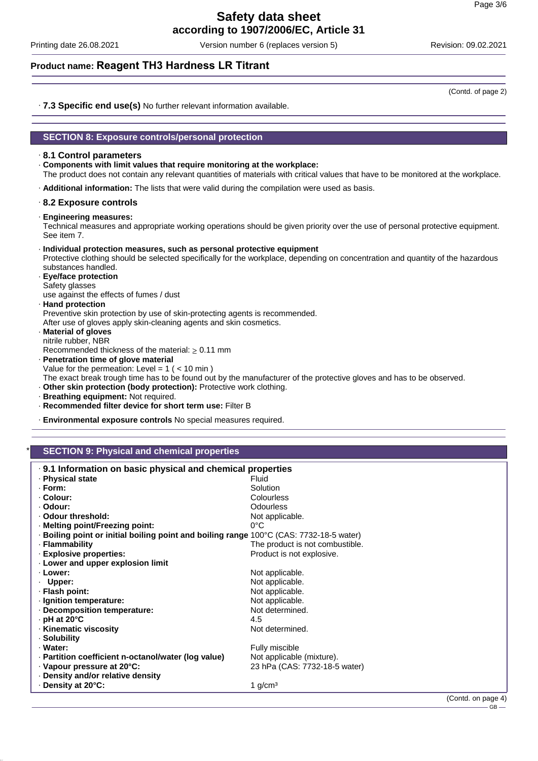(Contd. of page 2)

· **7.3 Specific end use(s)** No further relevant information available.

## SECTION 8: Exposure controls/personal protection

· **8.1 Control parameters**

· **Components with limit values that require monitoring at the workplace:**
The product does not contain any relevant quantities of materials with critical values that have to be monitored at the workplace.

· **Additional information:** The lists that were valid during the compilation were used as basis.

· **8.2 Exposure controls**

· **Engineering measures:**
Technical measures and appropriate working operations should be given priority over the use of personal protective equipment. See item 7.

· **Individual protection measures, such as personal protective equipment**
Protective clothing should be selected specifically for the workplace, depending on concentration and quantity of the hazardous substances handled.

· **Eye/face protection**
Safety glasses
use against the effects of fumes / dust

· **Hand protection**
Preventive skin protection by use of skin-protecting agents is recommended.
After use of gloves apply skin-cleaning agents and skin cosmetics.

· **Material of gloves**
nitrile rubber, NBR
Recommended thickness of the material: $\geq$ 0.11 mm

· **Penetration time of glove material**
Value for the permeation: Level = 1 ( < 10 min )
The exact break trough time has to be found out by the manufacturer of the protective gloves and has to be observed.

· **Other skin protection (body protection):** Protective work clothing.

· **Breathing equipment:** Not required.

· **Recommended filter device for short term use:** Filter B

· **Environmental exposure controls** No special measures required.

## * SECTION 9: Physical and chemical properties

· **9.1 Information on basic physical and chemical properties**

| | |
|---|---|
| · **Physical state** | Fluid |
| · **Form:** | Solution |
| · **Colour:** | Colourless |
| · **Odour:** | Odourless |
| · **Odour threshold:** | Not applicable. |
| · **Melting point/Freezing point:** | 0°C |
| · **Boiling point or initial boiling point and boiling range** | 100°C (CAS: 7732-18-5 water) |
| · **Flammability** | The product is not combustible. |
| · **Explosive properties:** | Product is not explosive. |
| · **Lower and upper explosion limit** | |
| · **Lower:** | Not applicable. |
| · **Upper:** | Not applicable. |
| · **Flash point:** | Not applicable. |
| · **Ignition temperature:** | Not applicable. |
| · **Decomposition temperature:** | Not determined. |
| · **pH at 20°C** | 4.5 |
| · **Kinematic viscosity** | Not determined. |
| · **Solubility** | |
| · **Water:** | Fully miscible |
| · **Partition coefficient n-octanol/water (log value)** | Not applicable (mixture). |
| · **Vapour pressure at 20°C:** | 23 hPa (CAS: 7732-18-5 water) |
| · **Density and/or relative density** | |
| · **Density at 20°C:** | 1 g/cm³ |

(Contd. on page 4)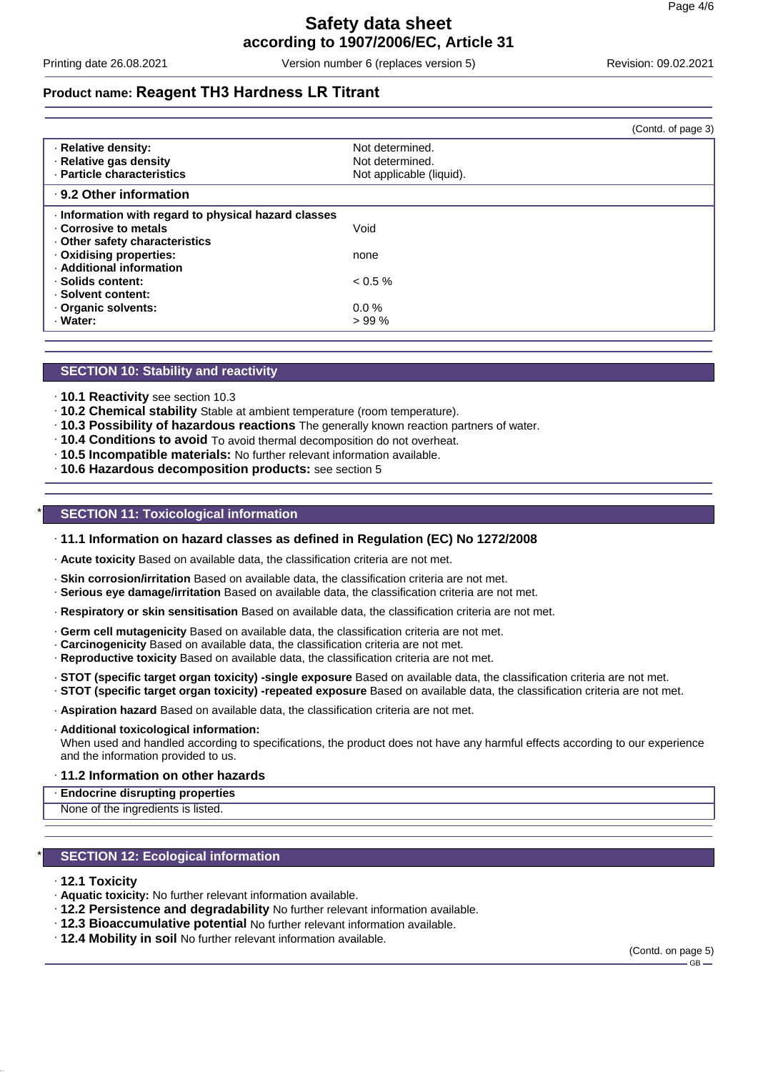## Product name: Reagent TH3 Hardness LR Titrant

(Contd. of page 3)

| | |
|---|---|
| · **Relative density:** | Not determined. |
| · **Relative gas density** | Not determined. |
| · **Particle characteristics** | Not applicable (liquid). |

### · 9.2 Other information

| | |
|---|---|
| · **Information with regard to physical hazard classes** | |
| · **Corrosive to metals** | Void |
| · **Other safety characteristics** | |
| · **Oxidising properties:** | none |
| · **Additional information** | |
| · **Solids content:** | < 0.5 % |
| · **Solvent content:** | |
| · **Organic solvents:** | 0.0 % |
| · **Water:** | > 99 % |

## SECTION 10: Stability and reactivity

- · **10.1 Reactivity** see section 10.3
- · **10.2 Chemical stability** Stable at ambient temperature (room temperature).
- · **10.3 Possibility of hazardous reactions** The generally known reaction partners of water.
- · **10.4 Conditions to avoid** To avoid thermal decomposition do not overheat.
- · **10.5 Incompatible materials:** No further relevant information available.
- · **10.6 Hazardous decomposition products:** see section 5

## * SECTION 11: Toxicological information

### · 11.1 Information on hazard classes as defined in Regulation (EC) No 1272/2008

- · **Acute toxicity** Based on available data, the classification criteria are not met.
- · **Skin corrosion/irritation** Based on available data, the classification criteria are not met.
- · **Serious eye damage/irritation** Based on available data, the classification criteria are not met.
- · **Respiratory or skin sensitisation** Based on available data, the classification criteria are not met.
- · **Germ cell mutagenicity** Based on available data, the classification criteria are not met.
- · **Carcinogenicity** Based on available data, the classification criteria are not met.
- · **Reproductive toxicity** Based on available data, the classification criteria are not met.
- · **STOT (specific target organ toxicity) -single exposure** Based on available data, the classification criteria are not met.
- · **STOT (specific target organ toxicity) -repeated exposure** Based on available data, the classification criteria are not met.
- · **Aspiration hazard** Based on available data, the classification criteria are not met.
- · **Additional toxicological information:**
  When used and handled according to specifications, the product does not have any harmful effects according to our experience and the information provided to us.

### · 11.2 Information on other hazards

| · **Endocrine disrupting properties** |
|---|
| None of the ingredients is listed. |

## * SECTION 12: Ecological information

- · **12.1 Toxicity**
- · **Aquatic toxicity:** No further relevant information available.
- · **12.2 Persistence and degradability** No further relevant information available.
- · **12.3 Bioaccumulative potential** No further relevant information available.
- · **12.4 Mobility in soil** No further relevant information available.

(Contd. on page 5)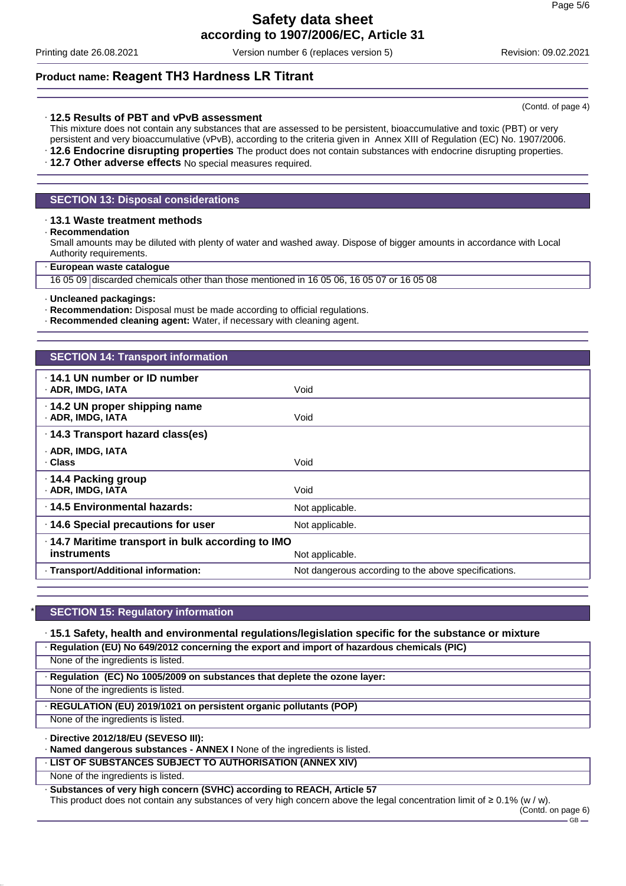## Product name: Reagent TH3 Hardness LR Titrant

(Contd. of page 4)

· **12.5 Results of PBT and vPvB assessment**
This mixture does not contain any substances that are assessed to be persistent, bioaccumulative and toxic (PBT) or very persistent and very bioaccumulative (vPvB), according to the criteria given in Annex XIII of Regulation (EC) No. 1907/2006.
· **12.6 Endocrine disrupting properties** The product does not contain substances with endocrine disrupting properties.
· **12.7 Other adverse effects** No special measures required.

## SECTION 13: Disposal considerations

· **13.1 Waste treatment methods**
· **Recommendation**
Small amounts may be diluted with plenty of water and washed away. Dispose of bigger amounts in accordance with Local Authority requirements.

| · **European waste catalogue** | |
|---|---|
| 16 05 09 | discarded chemicals other than those mentioned in 16 05 06, 16 05 07 or 16 05 08 |

· **Uncleaned packagings:**
· **Recommendation:** Disposal must be made according to official regulations.
· **Recommended cleaning agent:** Water, if necessary with cleaning agent.

## SECTION 14: Transport information

| | |
|---|---|
| · **14.1 UN number or ID number**<br>· **ADR, IMDG, IATA** | Void |
| · **14.2 UN proper shipping name**<br>· **ADR, IMDG, IATA** | Void |
| · **14.3 Transport hazard class(es)**<br>· **ADR, IMDG, IATA**<br>· **Class** | Void |
| · **14.4 Packing group**<br>· **ADR, IMDG, IATA** | Void |
| · **14.5 Environmental hazards:** | Not applicable. |
| · **14.6 Special precautions for user** | Not applicable. |
| · **14.7 Maritime transport in bulk according to IMO instruments** | Not applicable. |
| · **Transport/Additional information:** | Not dangerous according to the above specifications. |

## * SECTION 15: Regulatory information

· **15.1 Safety, health and environmental regulations/legislation specific for the substance or mixture**

· **Regulation (EU) No 649/2012 concerning the export and import of hazardous chemicals (PIC)**
None of the ingredients is listed.

· **Regulation (EC) No 1005/2009 on substances that deplete the ozone layer:**
None of the ingredients is listed.

· **REGULATION (EU) 2019/1021 on persistent organic pollutants (POP)**
None of the ingredients is listed.

· **Directive 2012/18/EU (SEVESO III):**
· **Named dangerous substances - ANNEX I** None of the ingredients is listed.

· **LIST OF SUBSTANCES SUBJECT TO AUTHORISATION (ANNEX XIV)**
None of the ingredients is listed.

· **Substances of very high concern (SVHC) according to REACH, Article 57**
This product does not contain any substances of very high concern above the legal concentration limit of ≥ 0.1% (w / w).

(Contd. on page 6)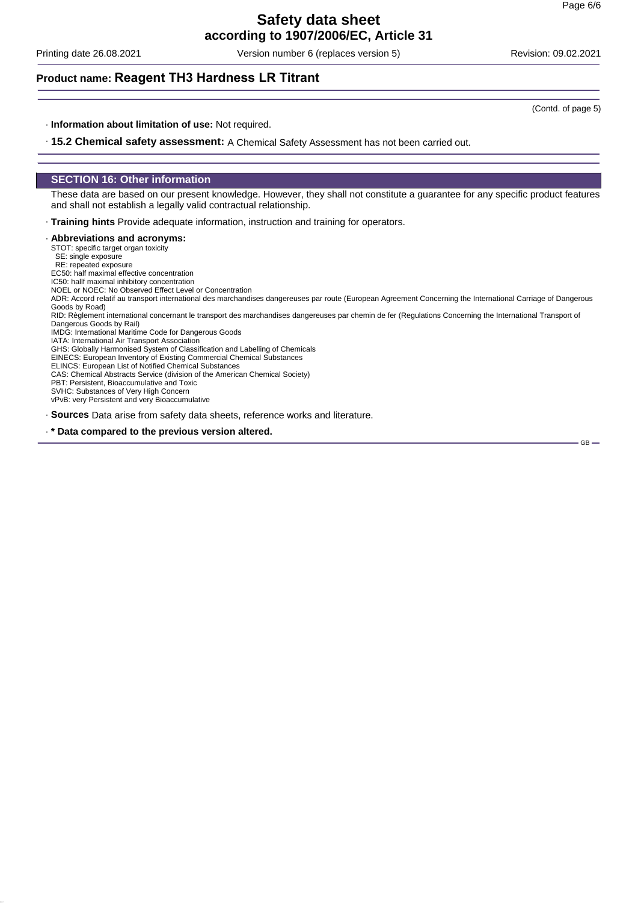(Contd. of page 5)

· **Information about limitation of use:** Not required.

· **15.2 Chemical safety assessment:** A Chemical Safety Assessment has not been carried out.

## SECTION 16: Other information

These data are based on our present knowledge. However, they shall not constitute a guarantee for any specific product features and shall not establish a legally valid contractual relationship.

· **Training hints** Provide adequate information, instruction and training for operators.

· **Abbreviations and acronyms:**

STOT: specific target organ toxicity
SE: single exposure
RE: repeated exposure
EC50: half maximal effective concentration
IC50: hallf maximal inhibitory concentration
NOEL or NOEC: No Observed Effect Level or Concentration
ADR: Accord relatif au transport international des marchandises dangereuses par route (European Agreement Concerning the International Carriage of Dangerous Goods by Road)
RID: Règlement international concernant le transport des marchandises dangereuses par chemin de fer (Regulations Concerning the International Transport of Dangerous Goods by Rail)
IMDG: International Maritime Code for Dangerous Goods
IATA: International Air Transport Association
GHS: Globally Harmonised System of Classification and Labelling of Chemicals
EINECS: European Inventory of Existing Commercial Chemical Substances
ELINCS: European List of Notified Chemical Substances
CAS: Chemical Abstracts Service (division of the American Chemical Society)
PBT: Persistent, Bioaccumulative and Toxic
SVHC: Substances of Very High Concern
vPvB: very Persistent and very Bioaccumulative

· **Sources** Data arise from safety data sheets, reference works and literature.

· *** Data compared to the previous version altered.**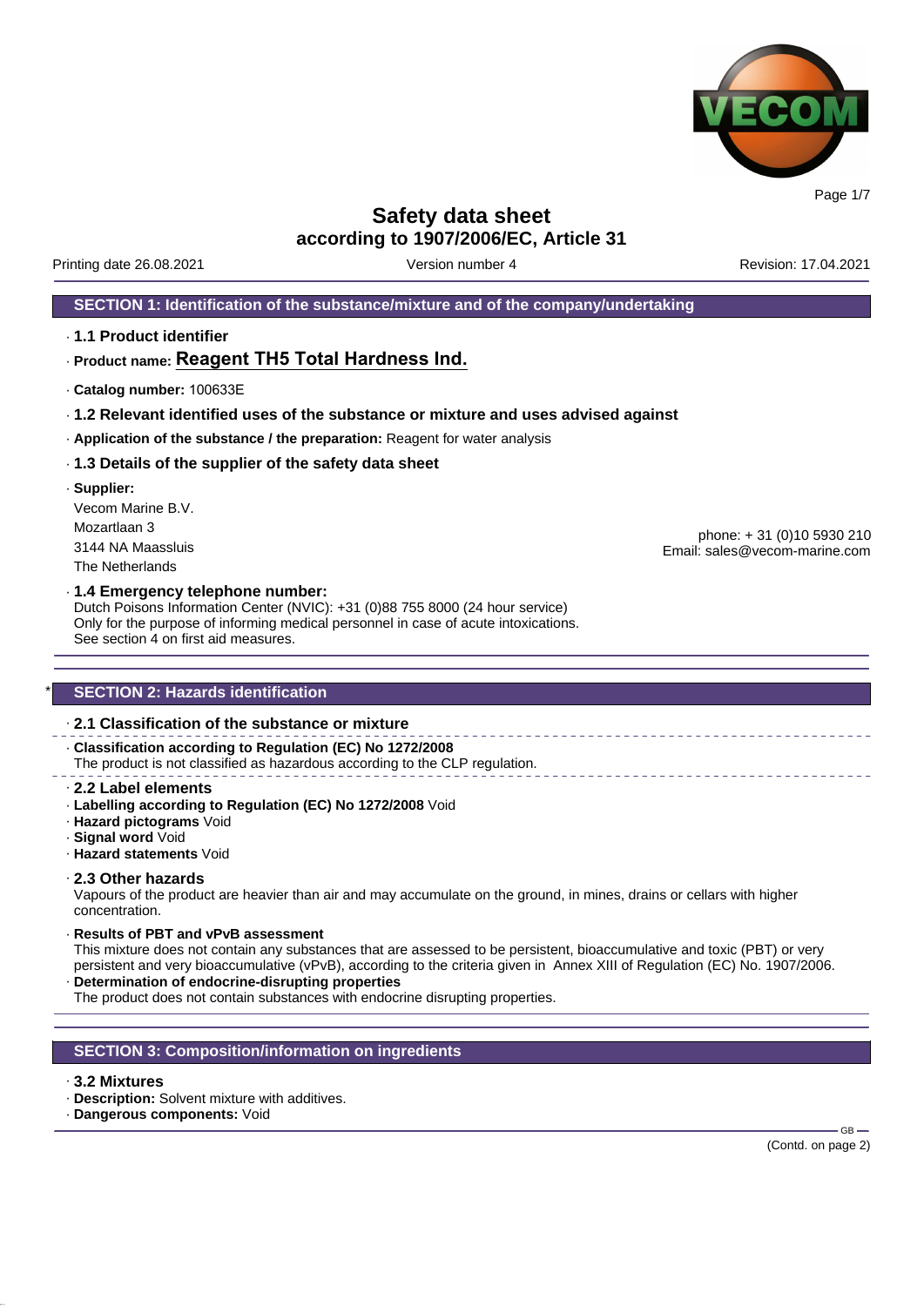# Safety data sheet
## according to 1907/2006/EC, Article 31

Printing date 26.08.2021 | Version number 4 | Revision: 17.04.2021

## SECTION 1: Identification of the substance/mixture and of the company/undertaking

· **1.1 Product identifier**

· **Product name: Reagent TH5 Total Hardness Ind.**

· **Catalog number:** 100633E

· **1.2 Relevant identified uses of the substance or mixture and uses advised against**

· **Application of the substance / the preparation:** Reagent for water analysis

· **1.3 Details of the supplier of the safety data sheet**

· **Supplier:**

Vecom Marine B.V.
Mozartlaan 3
3144 NA Maassluis
The Netherlands

phone: + 31 (0)10 5930 210
Email: sales@vecom-marine.com

· **1.4 Emergency telephone number:**
Dutch Poisons Information Center (NVIC): +31 (0)88 755 8000 (24 hour service)
Only for the purpose of informing medical personnel in case of acute intoxications.
See section 4 on first aid measures.

## * SECTION 2: Hazards identification

· **2.1 Classification of the substance or mixture**

· **Classification according to Regulation (EC) No 1272/2008**
The product is not classified as hazardous according to the CLP regulation.

· **2.2 Label elements**
· **Labelling according to Regulation (EC) No 1272/2008** Void
· **Hazard pictograms** Void
· **Signal word** Void
· **Hazard statements** Void

· **2.3 Other hazards**
Vapours of the product are heavier than air and may accumulate on the ground, in mines, drains or cellars with higher concentration.

· **Results of PBT and vPvB assessment**
This mixture does not contain any substances that are assessed to be persistent, bioaccumulative and toxic (PBT) or very persistent and very bioaccumulative (vPvB), according to the criteria given in Annex XIII of Regulation (EC) No. 1907/2006.
· **Determination of endocrine-disrupting properties**
The product does not contain substances with endocrine disrupting properties.

## SECTION 3: Composition/information on ingredients

· **3.2 Mixtures**
· **Description:** Solvent mixture with additives.
· **Dangerous components:** Void

(Contd. on page 2)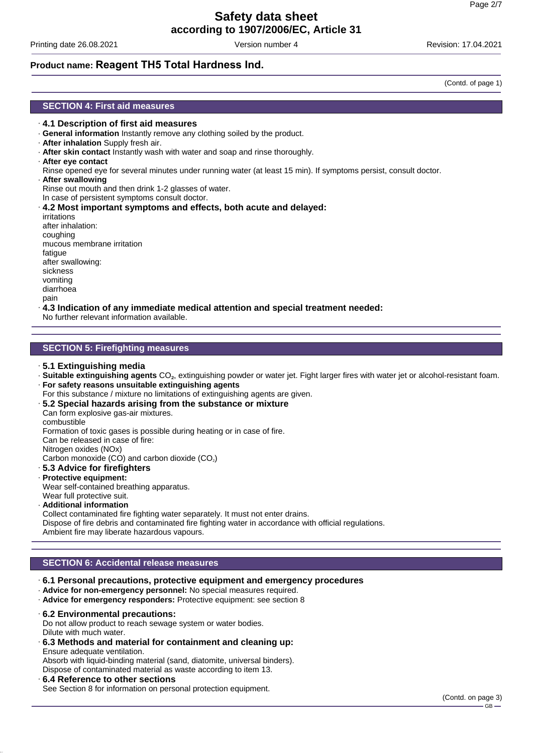**Product name: Reagent TH5 Total Hardness Ind.**

(Contd. of page 1)

## SECTION 4: First aid measures

- **4.1 Description of first aid measures**
- **General information** Instantly remove any clothing soiled by the product.
- **After inhalation** Supply fresh air.
- **After skin contact** Instantly wash with water and soap and rinse thoroughly.
- **After eye contact**
  Rinse opened eye for several minutes under running water (at least 15 min). If symptoms persist, consult doctor.
- **After swallowing**
  Rinse out mouth and then drink 1-2 glasses of water.
  In case of persistent symptoms consult doctor.
- **4.2 Most important symptoms and effects, both acute and delayed:**
  irritations
  after inhalation:
  coughing
  mucous membrane irritation
  fatigue
  after swallowing:
  sickness
  vomiting
  diarrhoea
  pain
- **4.3 Indication of any immediate medical attention and special treatment needed:**
  No further relevant information available.

## SECTION 5: Firefighting measures

- **5.1 Extinguishing media**
- **Suitable extinguishing agents** $CO_2$, extinguishing powder or water jet. Fight larger fires with water jet or alcohol-resistant foam.
- **For safety reasons unsuitable extinguishing agents**
  For this substance / mixture no limitations of extinguishing agents are given.
- **5.2 Special hazards arising from the substance or mixture**
  Can form explosive gas-air mixtures.
  combustible
  Formation of toxic gases is possible during heating or in case of fire.
  Can be released in case of fire:
  Nitrogen oxides (NOx)
  Carbon monoxide (CO) and carbon dioxide ($CO_2$)
- **5.3 Advice for firefighters**
- **Protective equipment:**
  Wear self-contained breathing apparatus.
  Wear full protective suit.
- **Additional information**
  Collect contaminated fire fighting water separately. It must not enter drains.
  Dispose of fire debris and contaminated fire fighting water in accordance with official regulations.
  Ambient fire may liberate hazardous vapours.

## SECTION 6: Accidental release measures

- **6.1 Personal precautions, protective equipment and emergency procedures**
- **Advice for non-emergency personnel:** No special measures required.
- **Advice for emergency responders:** Protective equipment: see section 8
- **6.2 Environmental precautions:**
  Do not allow product to reach sewage system or water bodies.
  Dilute with much water.
- **6.3 Methods and material for containment and cleaning up:**
  Ensure adequate ventilation.
  Absorb with liquid-binding material (sand, diatomite, universal binders).
  Dispose of contaminated material as waste according to item 13.
- **6.4 Reference to other sections**
  See Section 8 for information on personal protection equipment.

(Contd. on page 3)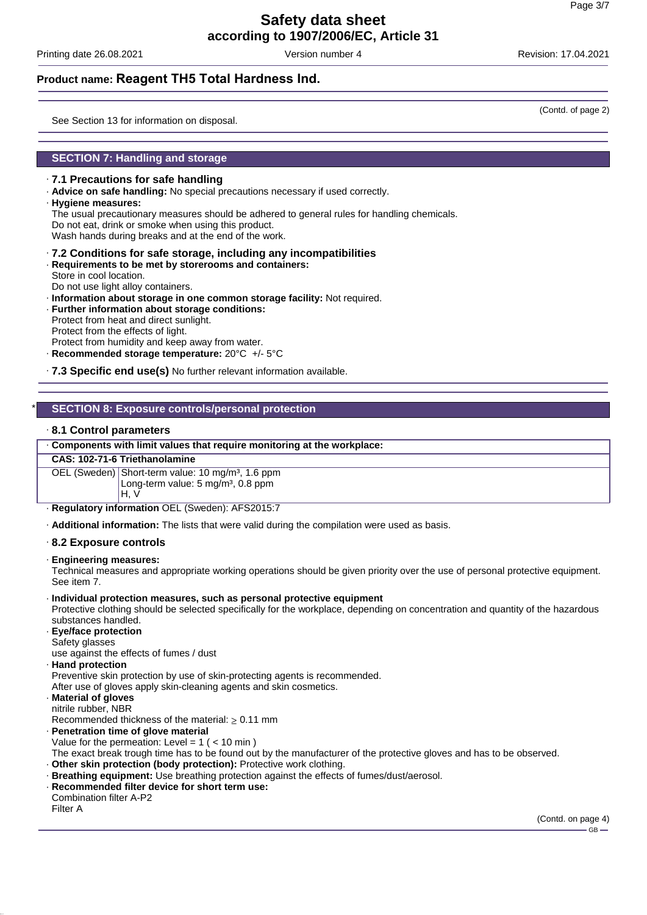**Product name: Reagent TH5 Total Hardness Ind.**

(Contd. of page 2)

See Section 13 for information on disposal.

## SECTION 7: Handling and storage

· **7.1 Precautions for safe handling**

· **Advice on safe handling:** No special precautions necessary if used correctly.

· **Hygiene measures:**
The usual precautionary measures should be adhered to general rules for handling chemicals.
Do not eat, drink or smoke when using this product.
Wash hands during breaks and at the end of the work.

· **7.2 Conditions for safe storage, including any incompatibilities**

· **Requirements to be met by storerooms and containers:**
Store in cool location.
Do not use light alloy containers.

· **Information about storage in one common storage facility:** Not required.

· **Further information about storage conditions:**
Protect from heat and direct sunlight.
Protect from the effects of light.
Protect from humidity and keep away from water.

· **Recommended storage temperature:** 20°C +/- 5°C

· **7.3 Specific end use(s)** No further relevant information available.

## * SECTION 8: Exposure controls/personal protection

· **8.1 Control parameters**

| · **Components with limit values that require monitoring at the workplace:** | |
|---|---|
| **CAS: 102-71-6 Triethanolamine** | |
| OEL (Sweden) | Short-term value: 10 mg/m³, 1.6 ppm<br>Long-term value: 5 mg/m³, 0.8 ppm<br>H, V |

· **Regulatory information** OEL (Sweden): AFS2015:7

· **Additional information:** The lists that were valid during the compilation were used as basis.

· **8.2 Exposure controls**

· **Engineering measures:**
Technical measures and appropriate working operations should be given priority over the use of personal protective equipment. See item 7.

· **Individual protection measures, such as personal protective equipment**
Protective clothing should be selected specifically for the workplace, depending on concentration and quantity of the hazardous substances handled.

· **Eye/face protection**
Safety glasses
use against the effects of fumes / dust

· **Hand protection**
Preventive skin protection by use of skin-protecting agents is recommended.
After use of gloves apply skin-cleaning agents and skin cosmetics.

· **Material of gloves**
nitrile rubber, NBR
Recommended thickness of the material: $\geq$ 0.11 mm

· **Penetration time of glove material**
Value for the permeation: Level = 1 ( < 10 min )
The exact break trough time has to be found out by the manufacturer of the protective gloves and has to be observed.

· **Other skin protection (body protection):** Protective work clothing.

· **Breathing equipment:** Use breathing protection against the effects of fumes/dust/aerosol.

· **Recommended filter device for short term use:**
Combination filter A-P2
Filter A

(Contd. on page 4)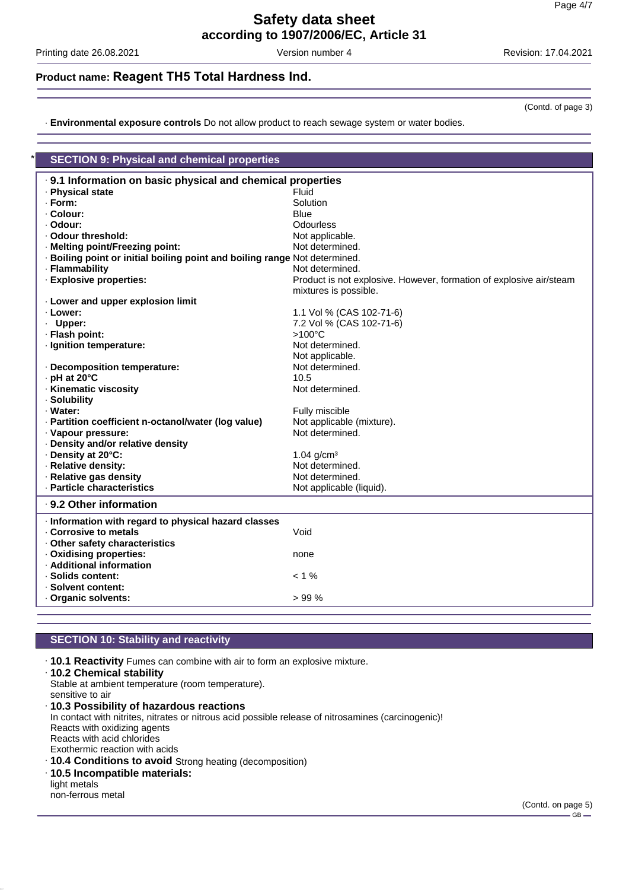**Product name: Reagent TH5 Total Hardness Ind.**

(Contd. of page 3)

· **Environmental exposure controls** Do not allow product to reach sewage system or water bodies.

## * SECTION 9: Physical and chemical properties

| · **9.1 Information on basic physical and chemical properties** | |
|---|---|
| · **Physical state** | Fluid |
| · **Form:** | Solution |
| · **Colour:** | Blue |
| · **Odour:** | Odourless |
| · **Odour threshold:** | Not applicable. |
| · **Melting point/Freezing point:** | Not determined. |
| · **Boiling point or initial boiling point and boiling range** | Not determined. |
| · **Flammability** | Not determined. |
| · **Explosive properties:** | Product is not explosive. However, formation of explosive air/steam mixtures is possible. |
| · **Lower and upper explosion limit** | |
| · **Lower:** | 1.1 Vol % (CAS 102-71-6) |
| · **Upper:** | 7.2 Vol % (CAS 102-71-6) |
| · **Flash point:** | >100°C |
| · **Ignition temperature:** | Not determined. Not applicable. |
| · **Decomposition temperature:** | Not determined. |
| · **pH at 20°C** | 10.5 |
| · **Kinematic viscosity** | Not determined. |
| · **Solubility** | |
| · **Water:** | Fully miscible |
| · **Partition coefficient n-octanol/water (log value)** | Not applicable (mixture). |
| · **Vapour pressure:** | Not determined. |
| · **Density and/or relative density** | |
| · **Density at 20°C:** | 1.04 g/cm³ |
| · **Relative density:** | Not determined. |
| · **Relative gas density** | Not determined. |
| · **Particle characteristics** | Not applicable (liquid). |

| · **9.2 Other information** | |
|---|---|
| · **Information with regard to physical hazard classes** | |
| · **Corrosive to metals** | Void |
| · **Other safety characteristics** | |
| · **Oxidising properties:** | none |
| · **Additional information** | |
| · **Solids content:** | < 1 % |
| · **Solvent content:** | |
| · **Organic solvents:** | > 99 % |

## SECTION 10: Stability and reactivity

· **10.1 Reactivity** Fumes can combine with air to form an explosive mixture.

· **10.2 Chemical stability**
Stable at ambient temperature (room temperature).
sensitive to air

· **10.3 Possibility of hazardous reactions**
In contact with nitrites, nitrates or nitrous acid possible release of nitrosamines (carcinogenic)!
Reacts with oxidizing agents
Reacts with acid chlorides
Exothermic reaction with acids

· **10.4 Conditions to avoid** Strong heating (decomposition)

· **10.5 Incompatible materials:**
light metals
non-ferrous metal

(Contd. on page 5)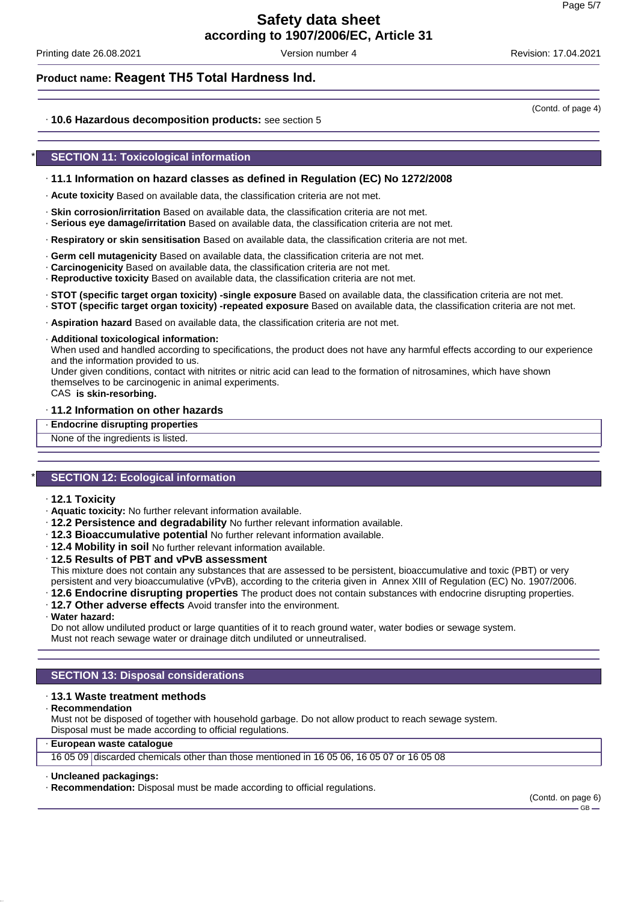(Contd. of page 4)

· **10.6 Hazardous decomposition products:** see section 5

## * SECTION 11: Toxicological information

### · 11.1 Information on hazard classes as defined in Regulation (EC) No 1272/2008

· **Acute toxicity** Based on available data, the classification criteria are not met.

· **Skin corrosion/irritation** Based on available data, the classification criteria are not met.
· **Serious eye damage/irritation** Based on available data, the classification criteria are not met.

· **Respiratory or skin sensitisation** Based on available data, the classification criteria are not met.

· **Germ cell mutagenicity** Based on available data, the classification criteria are not met.
· **Carcinogenicity** Based on available data, the classification criteria are not met.
· **Reproductive toxicity** Based on available data, the classification criteria are not met.

· **STOT (specific target organ toxicity) -single exposure** Based on available data, the classification criteria are not met.
· **STOT (specific target organ toxicity) -repeated exposure** Based on available data, the classification criteria are not met.

· **Aspiration hazard** Based on available data, the classification criteria are not met.

· **Additional toxicological information:**
When used and handled according to specifications, the product does not have any harmful effects according to our experience and the information provided to us.
Under given conditions, contact with nitrites or nitric acid can lead to the formation of nitrosamines, which have shown themselves to be carcinogenic in animal experiments.
CAS **is skin-resorbing.**

### · 11.2 Information on other hazards

| · Endocrine disrupting properties |
|---|
| None of the ingredients is listed. |

## * SECTION 12: Ecological information

### · 12.1 Toxicity

· **Aquatic toxicity:** No further relevant information available.
· **12.2 Persistence and degradability** No further relevant information available.
· **12.3 Bioaccumulative potential** No further relevant information available.
· **12.4 Mobility in soil** No further relevant information available.
· **12.5 Results of PBT and vPvB assessment**
This mixture does not contain any substances that are assessed to be persistent, bioaccumulative and toxic (PBT) or very persistent and very bioaccumulative (vPvB), according to the criteria given in Annex XIII of Regulation (EC) No. 1907/2006.
· **12.6 Endocrine disrupting properties** The product does not contain substances with endocrine disrupting properties.
· **12.7 Other adverse effects** Avoid transfer into the environment.
· **Water hazard:**
Do not allow undiluted product or large quantities of it to reach ground water, water bodies or sewage system.
Must not reach sewage water or drainage ditch undiluted or unneutralised.

## SECTION 13: Disposal considerations

### · 13.1 Waste treatment methods

· **Recommendation**
Must not be disposed of together with household garbage. Do not allow product to reach sewage system.
Disposal must be made according to official regulations.

| · European waste catalogue | |
|---|---|
| 16 05 09 | discarded chemicals other than those mentioned in 16 05 06, 16 05 07 or 16 05 08 |

· **Uncleaned packagings:**
· **Recommendation:** Disposal must be made according to official regulations.

(Contd. on page 6)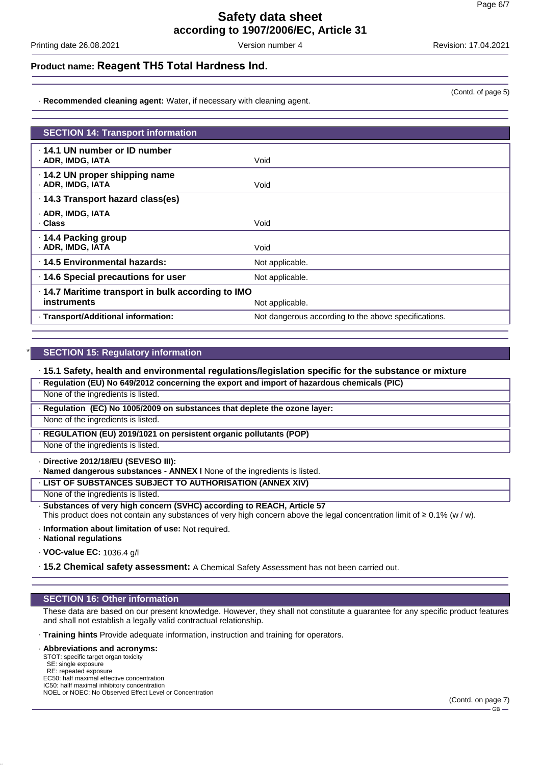(Contd. of page 5)

· **Recommended cleaning agent:** Water, if necessary with cleaning agent.

## SECTION 14: Transport information

| | |
|---|---|
| · **14.1 UN number or ID number**<br>· **ADR, IMDG, IATA** | Void |
| · **14.2 UN proper shipping name**<br>· **ADR, IMDG, IATA** | Void |
| · **14.3 Transport hazard class(es)**<br>· **ADR, IMDG, IATA**<br>· **Class** | Void |
| · **14.4 Packing group**<br>· **ADR, IMDG, IATA** | Void |
| · **14.5 Environmental hazards:** | Not applicable. |
| · **14.6 Special precautions for user** | Not applicable. |
| · **14.7 Maritime transport in bulk according to IMO instruments** | Not applicable. |
| · **Transport/Additional information:** | Not dangerous according to the above specifications. |

## * SECTION 15: Regulatory information

· **15.1 Safety, health and environmental regulations/legislation specific for the substance or mixture**

· **Regulation (EU) No 649/2012 concerning the export and import of hazardous chemicals (PIC)**
None of the ingredients is listed.

· **Regulation (EC) No 1005/2009 on substances that deplete the ozone layer:**
None of the ingredients is listed.

· **REGULATION (EU) 2019/1021 on persistent organic pollutants (POP)**
None of the ingredients is listed.

· **Directive 2012/18/EU (SEVESO III):**
· **Named dangerous substances - ANNEX I** None of the ingredients is listed.

· **LIST OF SUBSTANCES SUBJECT TO AUTHORISATION (ANNEX XIV)**
None of the ingredients is listed.

· **Substances of very high concern (SVHC) according to REACH, Article 57**
This product does not contain any substances of very high concern above the legal concentration limit of ≥ 0.1% (w / w).

· **Information about limitation of use:** Not required.
· **National regulations**

· **VOC-value EC:** 1036.4 g/l

· **15.2 Chemical safety assessment:** A Chemical Safety Assessment has not been carried out.

## SECTION 16: Other information

These data are based on our present knowledge. However, they shall not constitute a guarantee for any specific product features and shall not establish a legally valid contractual relationship.

· **Training hints** Provide adequate information, instruction and training for operators.

· **Abbreviations and acronyms:**
STOT: specific target organ toxicity
SE: single exposure
RE: repeated exposure
EC50: half maximal effective concentration
IC50: hallf maximal inhibitory concentration
NOEL or NOEC: No Observed Effect Level or Concentration

(Contd. on page 7)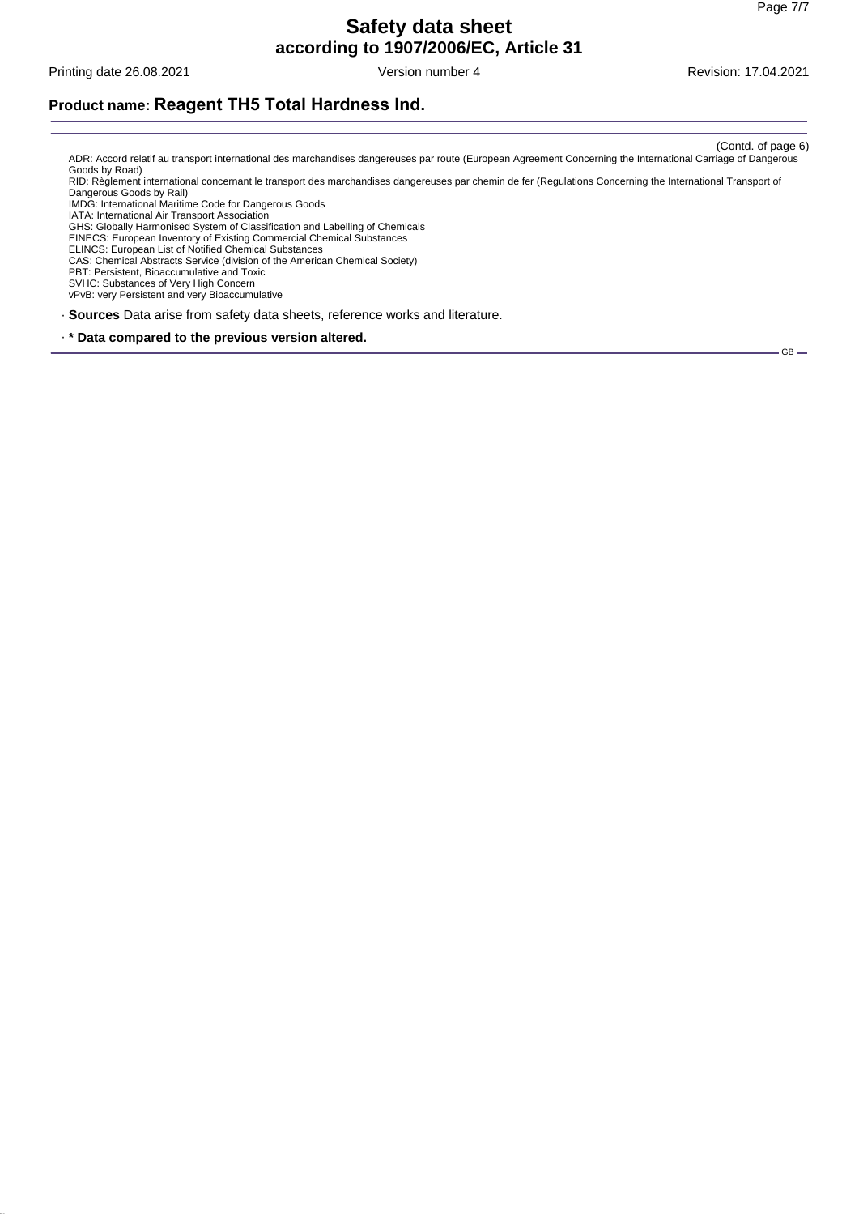(Contd. of page 6)

ADR: Accord relatif au transport international des marchandises dangereuses par route (European Agreement Concerning the International Carriage of Dangerous Goods by Road)
RID: Règlement international concernant le transport des marchandises dangereuses par chemin de fer (Regulations Concerning the International Transport of Dangerous Goods by Rail)
IMDG: International Maritime Code for Dangerous Goods
IATA: International Air Transport Association
GHS: Globally Harmonised System of Classification and Labelling of Chemicals
EINECS: European Inventory of Existing Commercial Chemical Substances
ELINCS: European List of Notified Chemical Substances
CAS: Chemical Abstracts Service (division of the American Chemical Society)
PBT: Persistent, Bioaccumulative and Toxic
SVHC: Substances of Very High Concern
vPvB: very Persistent and very Bioaccumulative

· **Sources** Data arise from safety data sheets, reference works and literature.

· **\* Data compared to the previous version altered.**